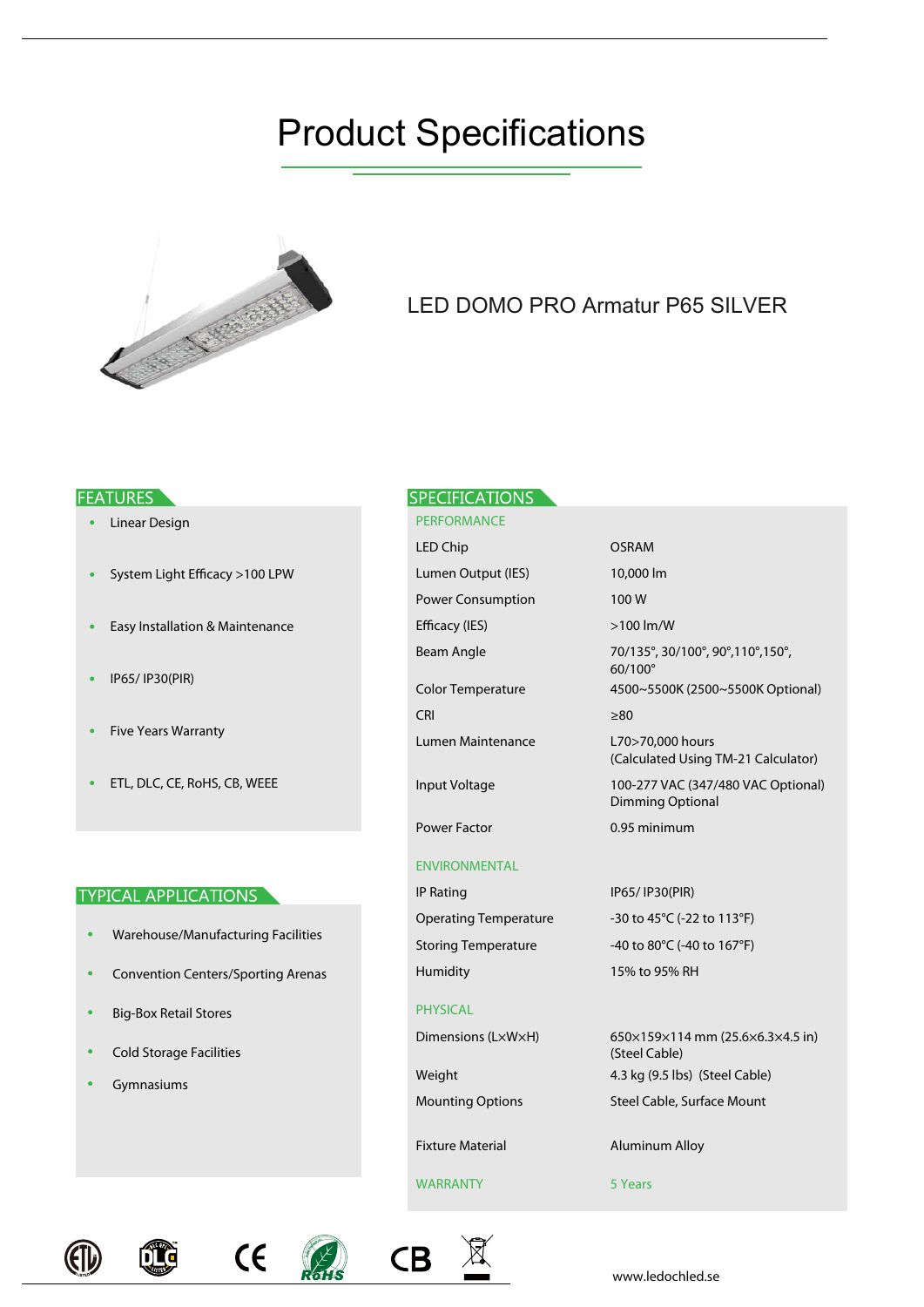# Product Specifications

LED DOMO PRO Armatur P65 SILVER

## FEATURES

- Linear Design
- System Light Efficacy >100 LPW
- Easy Installation & Maintenance
- IP65/ IP30(PIR)
- Five Years Warranty
- ETL, DLC, CE, RoHS, CB, WEEE

## TYPICAL APPLICATIONS

- Warehouse/Manufacturing Facilities
- Convention Centers/Sporting Arenas
- Big-Box Retail Stores
- Cold Storage Facilities
- Gymnasiums

## SPECIFICATIONS

| PERFORMANCE | |
|---|---|
| LED Chip | OSRAM |
| Lumen Output (IES) | 10,000 lm |
| Power Consumption | 100 W |
| Efficacy (IES) | >100 lm/W |
| Beam Angle | 70/135°, 30/100°, 90°,110°,150°, 60/100° |
| Color Temperature | 4500~5500K (2500~5500K Optional) |
| CRI | ≥80 |
| Lumen Maintenance | L70>70,000 hours (Calculated Using TM-21 Calculator) |
| Input Voltage | 100-277 VAC (347/480 VAC Optional) Dimming Optional |
| Power Factor | 0.95 minimum |
| **ENVIRONMENTAL** | |
| IP Rating | IP65/ IP30(PIR) |
| Operating Temperature | -30 to 45°C (-22 to 113°F) |
| Storing Temperature | -40 to 80°C (-40 to 167°F) |
| Humidity | 15% to 95% RH |
| **PHYSICAL** | |
| Dimensions (L×W×H) | 650×159×114 mm (25.6×6.3×4.5 in) (Steel Cable) |
| Weight | 4.3 kg (9.5 lbs) (Steel Cable) |
| Mounting Options | Steel Cable, Surface Mount |
| Fixture Material | Aluminum Alloy |
| **WARRANTY** | 5 Years |

www.ledochled.se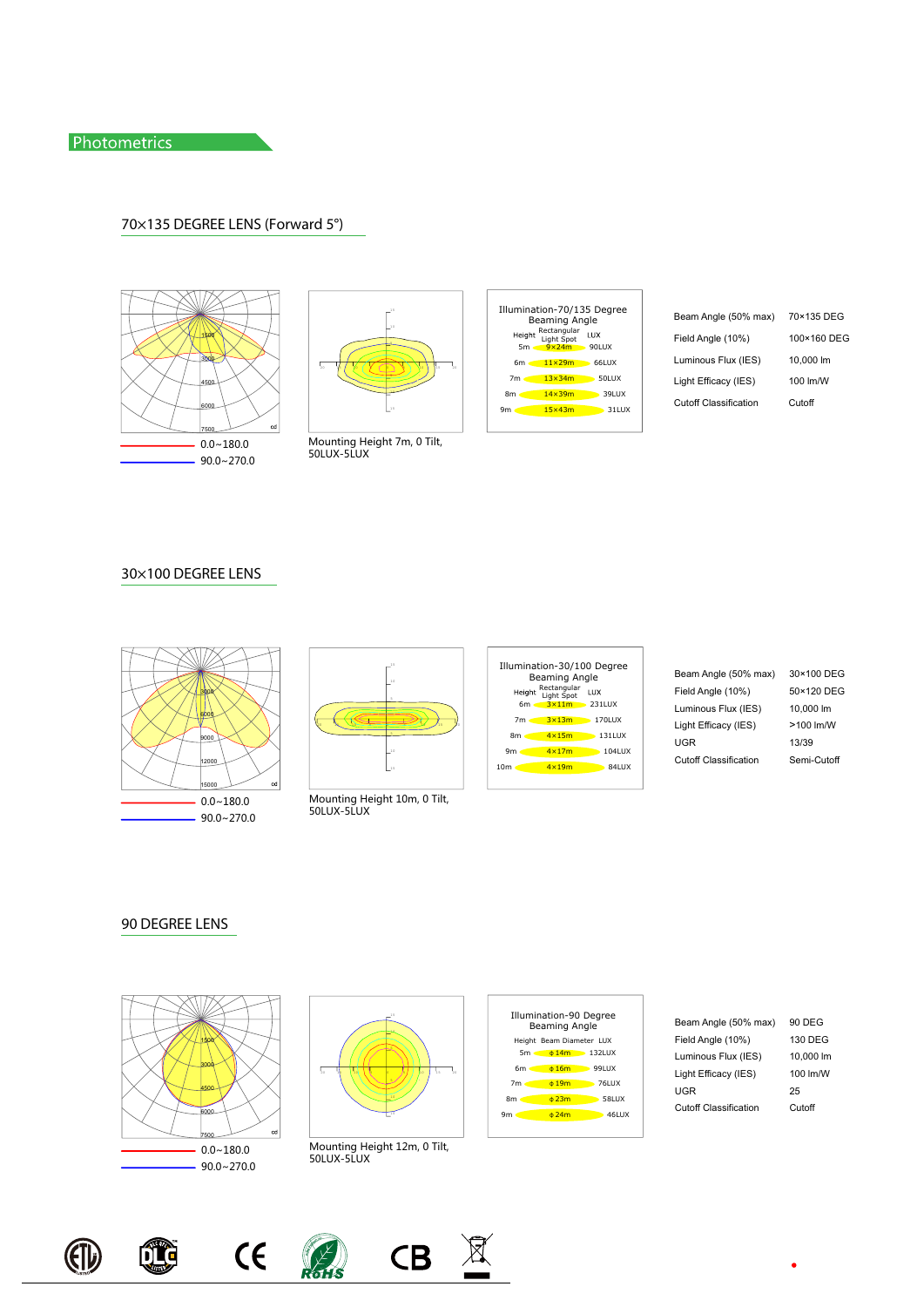## Photometrics

### 70×135 DEGREE LENS (Forward 5°)

1500
3000
4500
6000
7500
cd

0.0~180.0
90.0~270.0

Mounting Height 7m, 0 Tilt, 50LUX-5LUX

Illumination-70/135 Degree Beaming Angle

| Height | Rectangular Light Spot | LUX |
|---|---|---|
| 5m | 9×24m | 90LUX |
| 6m | 11×29m | 66LUX |
| 7m | 13×34m | 50LUX |
| 8m | 14×39m | 39LUX |
| 9m | 15×43m | 31LUX |

| | |
|---|---|
| Beam Angle (50% max) | 70×135 DEG |
| Field Angle (10%) | 100×160 DEG |
| Luminous Flux (IES) | 10,000 lm |
| Light Efficacy (IES) | 100 lm/W |
| Cutoff Classification | Cutoff |

### 30×100 DEGREE LENS

3000
6000
9000
12000
15000
cd

0.0~180.0
90.0~270.0

Mounting Height 10m, 0 Tilt, 50LUX-5LUX

Illumination-30/100 Degree Beaming Angle

| Height | Rectangular Light Spot | LUX |
|---|---|---|
| 6m | 3×11m | 231LUX |
| 7m | 3×13m | 170LUX |
| 8m | 4×15m | 131LUX |
| 9m | 4×17m | 104LUX |
| 10m | 4×19m | 84LUX |

| | |
|---|---|
| Beam Angle (50% max) | 30×100 DEG |
| Field Angle (10%) | 50×120 DEG |
| Luminous Flux (IES) | 10,000 lm |
| Light Efficacy (IES) | >100 lm/W |
| UGR | 13/39 |
| Cutoff Classification | Semi-Cutoff |

### 90 DEGREE LENS

1500
3000
4500
6000
7500
cd

0.0~180.0
90.0~270.0

Mounting Height 12m, 0 Tilt, 50LUX-5LUX

Illumination-90 Degree Beaming Angle

| Height | Beam Diameter | LUX |
|---|---|---|
| 5m | φ14m | 132LUX |
| 6m | φ16m | 99LUX |
| 7m | φ19m | 76LUX |
| 8m | φ23m | 58LUX |
| 9m | φ24m | 46LUX |

| | |
|---|---|
| Beam Angle (50% max) | 90 DEG |
| Field Angle (10%) | 130 DEG |
| Luminous Flux (IES) | 10,000 lm |
| Light Efficacy (IES) | 100 lm/W |
| UGR | 25 |
| Cutoff Classification | Cutoff |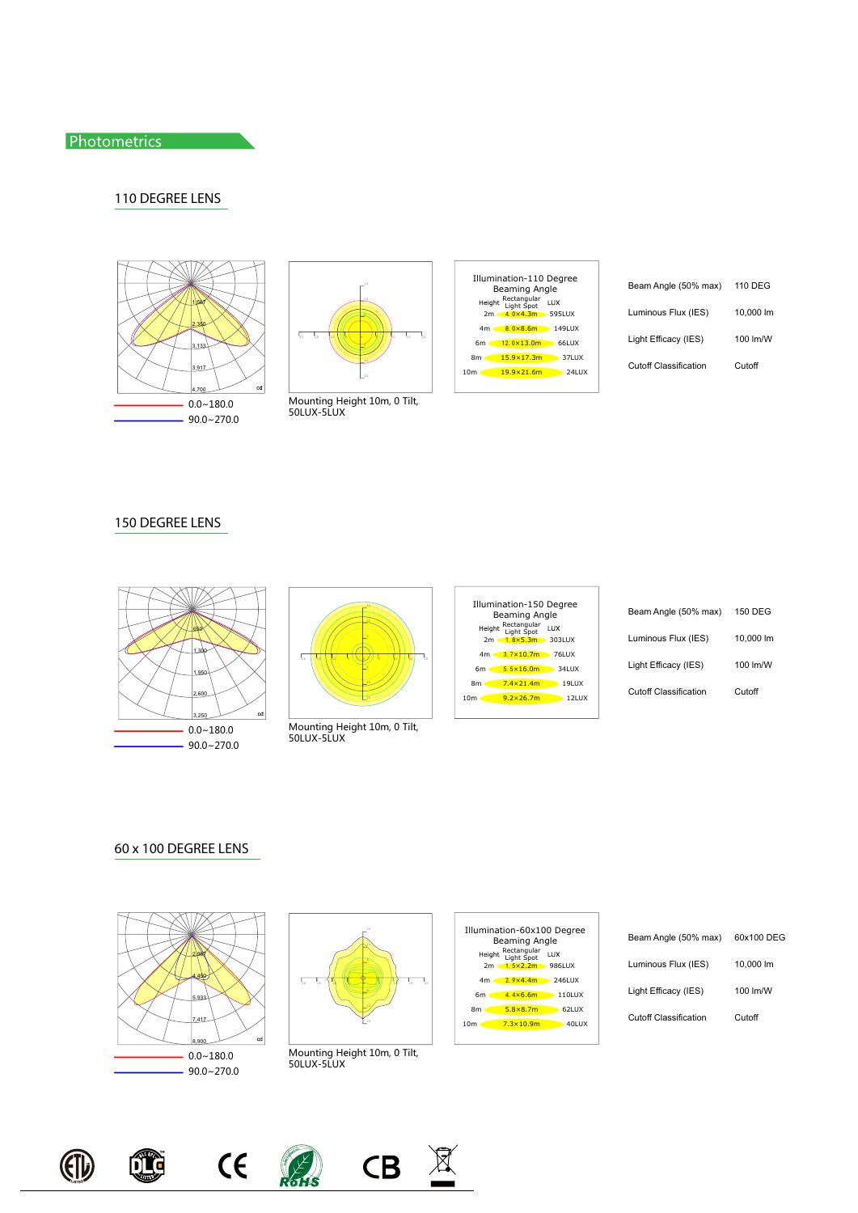## Photometrics

### 110 DEGREE LENS

0.0~180.0
90.0~270.0

Mounting Height 10m, 0 Tilt, 50LUX-5LUX

Illumination-110 Degree Beaming Angle

| Height | Rectangular Light Spot | LUX |
|---|---|---|
| 2m | 4.0×4.3m | 595LUX |
| 4m | 8.0×8.6m | 149LUX |
| 6m | 12.0×13.0m | 66LUX |
| 8m | 15.9×17.3m | 37LUX |
| 10m | 19.9×21.6m | 24LUX |

| | |
|---|---|
| Beam Angle (50% max) | 110 DEG |
| Luminous Flux (IES) | 10,000 lm |
| Light Efficacy (IES) | 100 lm/W |
| Cutoff Classification | Cutoff |

### 150 DEGREE LENS

0.0~180.0
90.0~270.0

Mounting Height 10m, 0 Tilt, 50LUX-5LUX

Illumination-150 Degree Beaming Angle

| Height | Rectangular Light Spot | LUX |
|---|---|---|
| 2m | 1.8×5.3m | 303LUX |
| 4m | 3.7×10.7m | 76LUX |
| 6m | 5.5×16.0m | 34LUX |
| 8m | 7.4×21.4m | 19LUX |
| 10m | 9.2×26.7m | 12LUX |

| | |
|---|---|
| Beam Angle (50% max) | 150 DEG |
| Luminous Flux (IES) | 10,000 lm |
| Light Efficacy (IES) | 100 lm/W |
| Cutoff Classification | Cutoff |

### 60 x 100 DEGREE LENS

0.0~180.0
90.0~270.0

Mounting Height 10m, 0 Tilt, 50LUX-5LUX

Illumination-60x100 Degree Beaming Angle

| Height | Rectangular Light Spot | LUX |
|---|---|---|
| 2m | 1.5×2.2m | 986LUX |
| 4m | 2.9×4.4m | 246LUX |
| 6m | 4.4×6.6m | 110LUX |
| 8m | 5.8×8.7m | 62LUX |
| 10m | 7.3×10.9m | 40LUX |

| | |
|---|---|
| Beam Angle (50% max) | 60x100 DEG |
| Luminous Flux (IES) | 10,000 lm |
| Light Efficacy (IES) | 100 lm/W |
| Cutoff Classification | Cutoff |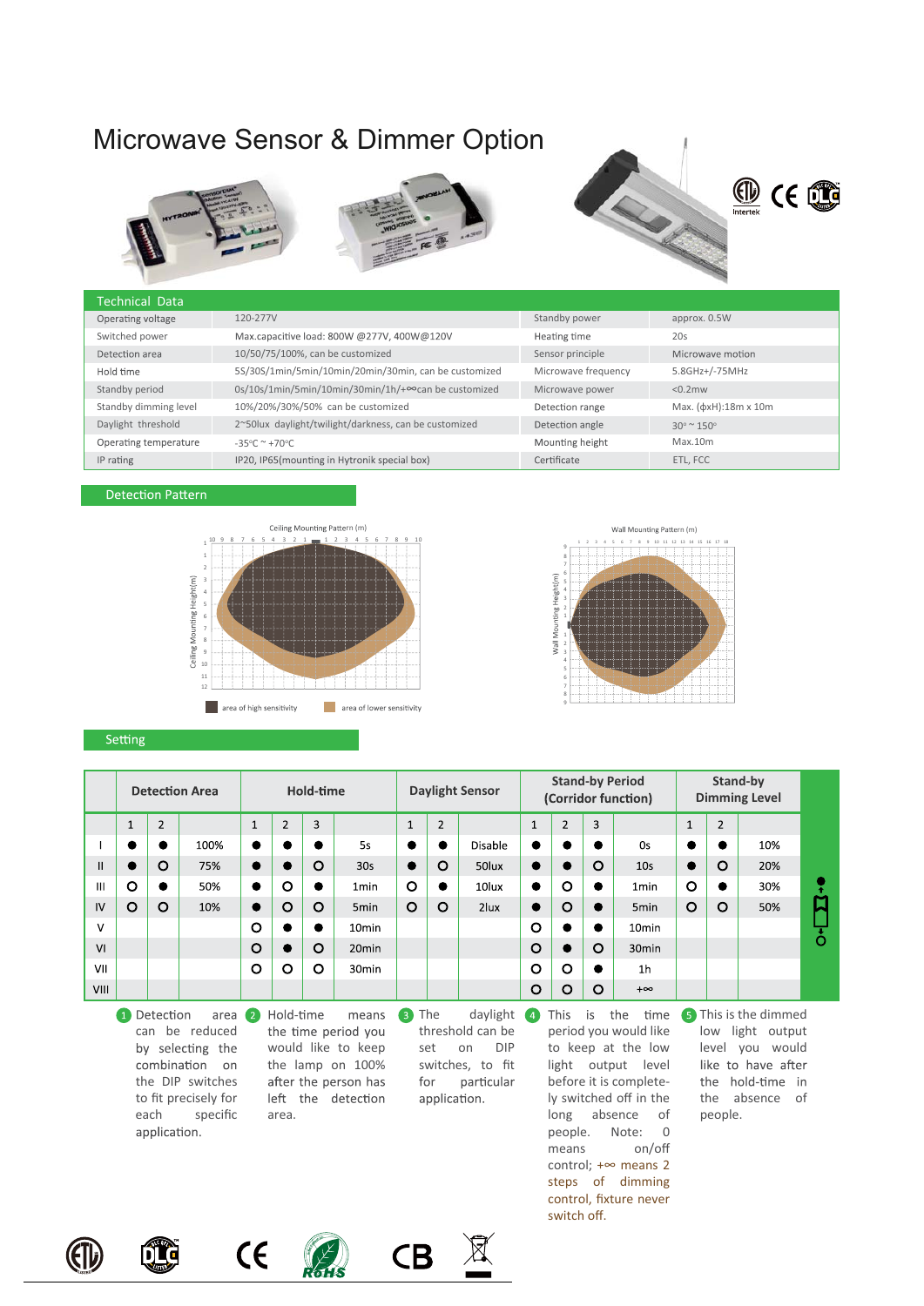# Microwave Sensor & Dimmer Option

## Technical Data

| | | | |
|---|---|---|---|
| Operating voltage | 120-277V | Standby power | approx. 0.5W |
| Switched power | Max.capacitive load: 800W @277V, 400W@120V | Heating time | 20s |
| Detection area | 10/50/75/100%, can be customized | Sensor principle | Microwave motion |
| Hold time | 5S/30S/1min/5min/10min/20min/30min, can be customized | Microwave frequency | 5.8GHz+/-75MHz |
| Standby period | 0s/10s/1min/5min/10min/30min/1h/+∞can be customized | Microwave power | <0.2mw |
| Standby dimming level | 10%/20%/30%/50% can be customized | Detection range | Max. (φxH):18m x 10m |
| Daylight threshold | 2~50lux daylight/twilight/darkness, can be customized | Detection angle | 30° ~ 150° |
| Operating temperature | -35°C ~ +70°C | Mounting height | Max.10m |
| IP rating | IP20, IP65(mounting in Hytronik special box) | Certificate | ETL, FCC |

## Detection Pattern

Ceiling Mounting Pattern (m)

Wall Mounting Pattern (m)

area of high sensitivity　　area of lower sensitivity

## Setting

| | Detection Area | | | Hold-time | | | | Daylight Sensor | | | Stand-by Period (Corridor function) | | | | Stand-by Dimming Level | | |
|---|---|---|---|---|---|---|---|---|---|---|---|---|---|---|---|---|---|
| | 1 | 2 | | 1 | 2 | 3 | | 1 | 2 | | 1 | 2 | 3 | | 1 | 2 | |
| I | ● | ● | 100% | ● | ● | ● | 5s | ● | ● | Disable | ● | ● | ● | 0s | ● | ● | 10% |
| II | ● | O | 75% | ● | ● | O | 30s | ● | O | 50lux | ● | ● | O | 10s | ● | O | 20% |
| III | O | ● | 50% | ● | O | ● | 1min | O | ● | 10lux | ● | O | ● | 1min | O | ● | 30% |
| IV | O | O | 10% | ● | O | O | 5min | O | O | 2lux | ● | O | O | 5min | O | O | 50% |
| V | | | | O | ● | ● | 10min | | | | O | ● | ● | 10min | | | |
| VI | | | | O | ● | O | 20min | | | | O | ● | O | 30min | | | |
| VII | | | | O | O | O | 30min | | | | O | O | ● | 1h | | | |
| VIII | | | | | | | | | | | O | O | O | +∞ | | | |

1. Detection area can be reduced by selecting the combination on the DIP switches to fit precisely for each specific application.
2. Hold-time means the time period you would like to keep the lamp on 100% after the person has left the detection area.
3. The daylight threshold can be set on DIP switches, to fit for particular application.
4. This is the time period you would like to keep at the low light output level before it is completely switched off in the long absence of people. Note: 0 means on/off control; +∞ means 2 steps of dimming control, fixture never switch off.
5. This is the dimmed low light output level you would like to have after the hold-time in the absence of people.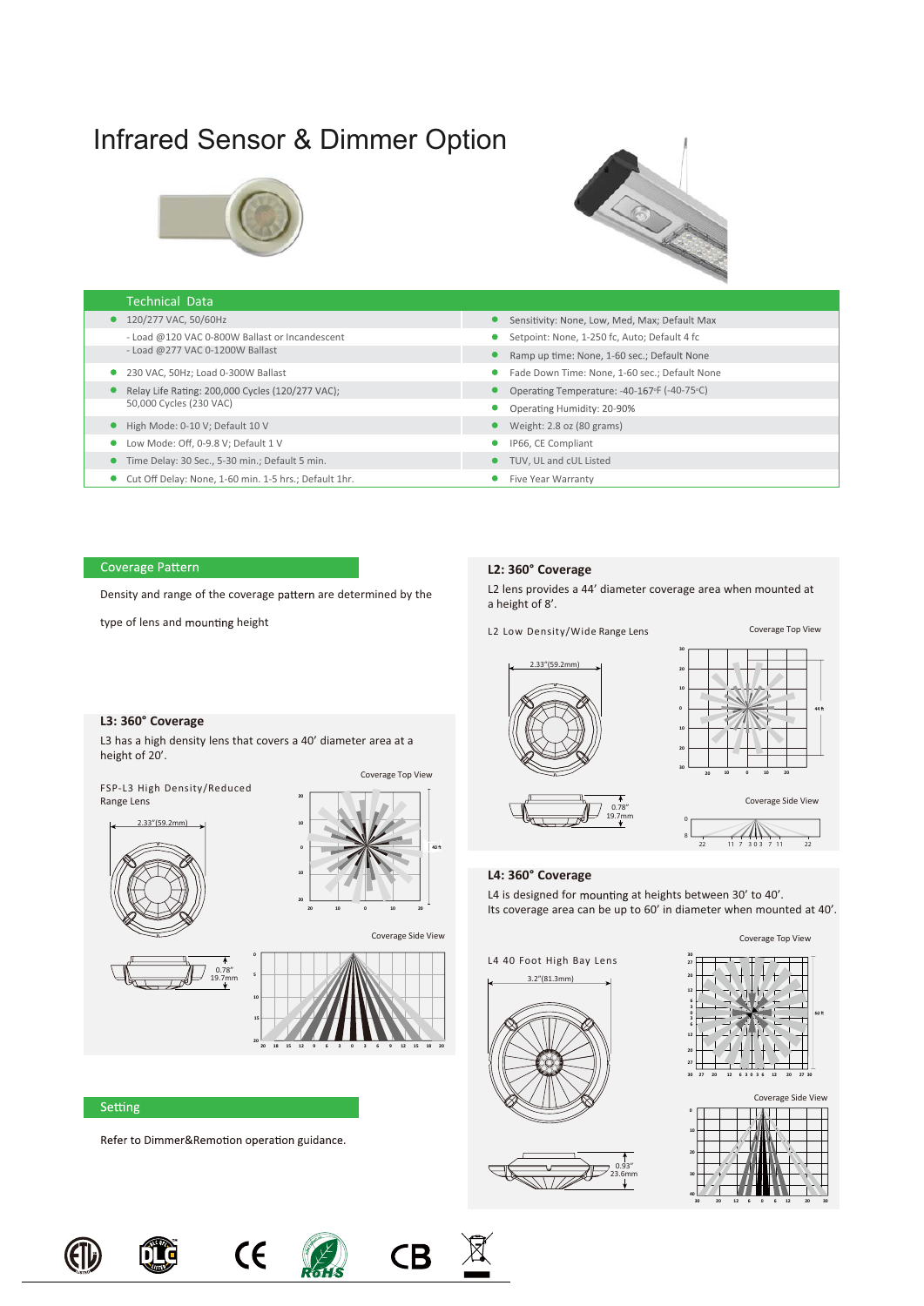# Infrared Sensor & Dimmer Option

## Technical Data

| | |
|---|---|
| 120/277 VAC, 50/60Hz | Sensitivity: None, Low, Med, Max; Default Max |
| - Load @120 VAC 0-800W Ballast or Incandescent<br>- Load @277 VAC 0-1200W Ballast | Setpoint: None, 1-250 fc, Auto; Default 4 fc |
| | Ramp up time: None, 1-60 sec.; Default None |
| 230 VAC, 50Hz; Load 0-300W Ballast | Fade Down Time: None, 1-60 sec.; Default None |
| Relay Life Rating: 200,000 Cycles (120/277 VAC); 50,000 Cycles (230 VAC) | Operating Temperature: -40-167°F (-40-75°C) |
| | Operating Humidity: 20-90% |
| High Mode: 0-10 V; Default 10 V | Weight: 2.8 oz (80 grams) |
| Low Mode: Off, 0-9.8 V; Default 1 V | IP66, CE Compliant |
| Time Delay: 30 Sec., 5-30 min.; Default 5 min. | TUV, UL and cUL Listed |
| Cut Off Delay: None, 1-60 min. 1-5 hrs.; Default 1hr. | Five Year Warranty |

## Coverage Pattern

Density and range of the coverage pattern are determined by the

type of lens and mounting height

### L3: 360° Coverage

L3 has a high density lens that covers a 40' diameter area at a height of 20'.

FSP-L3 High Density/Reduced Range Lens

2.33"(59.2mm)

0.78"
19.7mm

Coverage Top View

Coverage Side View

### L2: 360° Coverage

L2 lens provides a 44' diameter coverage area when mounted at a height of 8'.

L2 Low Density/Wide Range Lens

2.33"(59.2mm)

0.78"
19.7mm

Coverage Top View

Coverage Side View

### L4: 360° Coverage

L4 is designed for mounting at heights between 30' to 40'.
Its coverage area can be up to 60' in diameter when mounted at 40'.

L4 40 Foot High Bay Lens

3.2"(81.3mm)

0.93"
23.6mm

Coverage Top View

Coverage Side View

## Setting

Refer to Dimmer&Remotion operation guidance.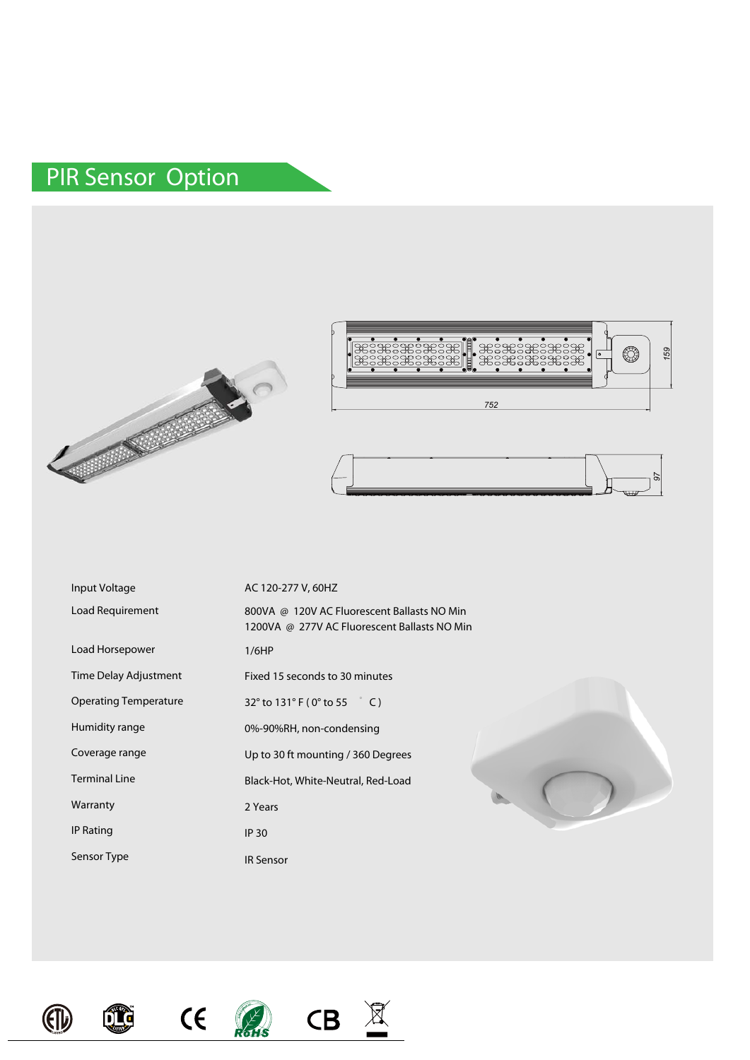## PIR Sensor Option

752

159

97

| | |
|---|---|
| Input Voltage | AC 120-277 V, 60HZ |
| Load Requirement | 800VA @ 120V AC Fluorescent Ballasts NO Min<br>1200VA @ 277V AC Fluorescent Ballasts NO Min |
| Load Horsepower | 1/6HP |
| Time Delay Adjustment | Fixed 15 seconds to 30 minutes |
| Operating Temperature | 32° to 131° F ( 0° to 55 ° C ) |
| Humidity range | 0%-90%RH, non-condensing |
| Coverage range | Up to 30 ft mounting / 360 Degrees |
| Terminal Line | Black-Hot, White-Neutral, Red-Load |
| Warranty | 2 Years |
| IP Rating | IP 30 |
| Sensor Type | IR Sensor |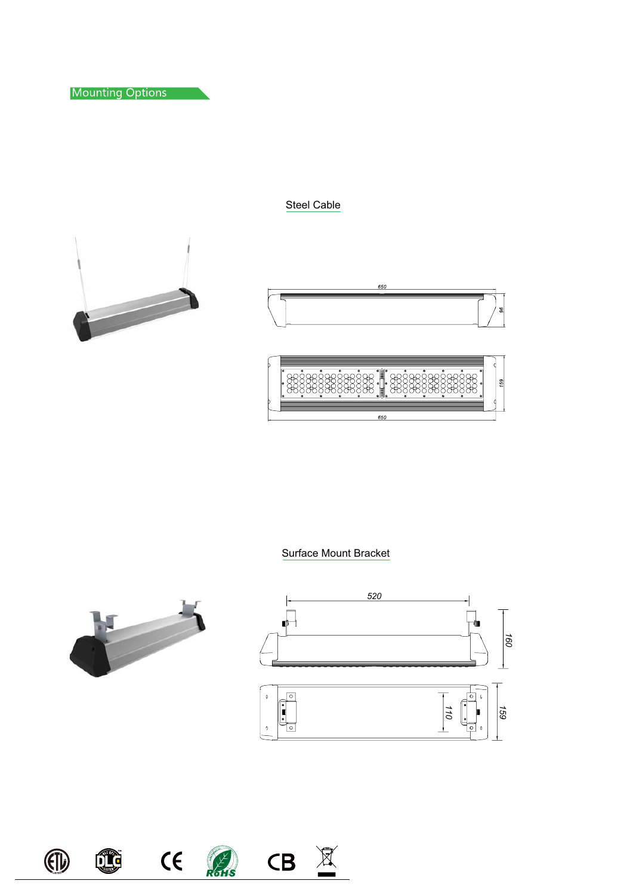## Mounting Options

### Steel Cable

650

96

159

650

### Surface Mount Bracket

520

160

110

159